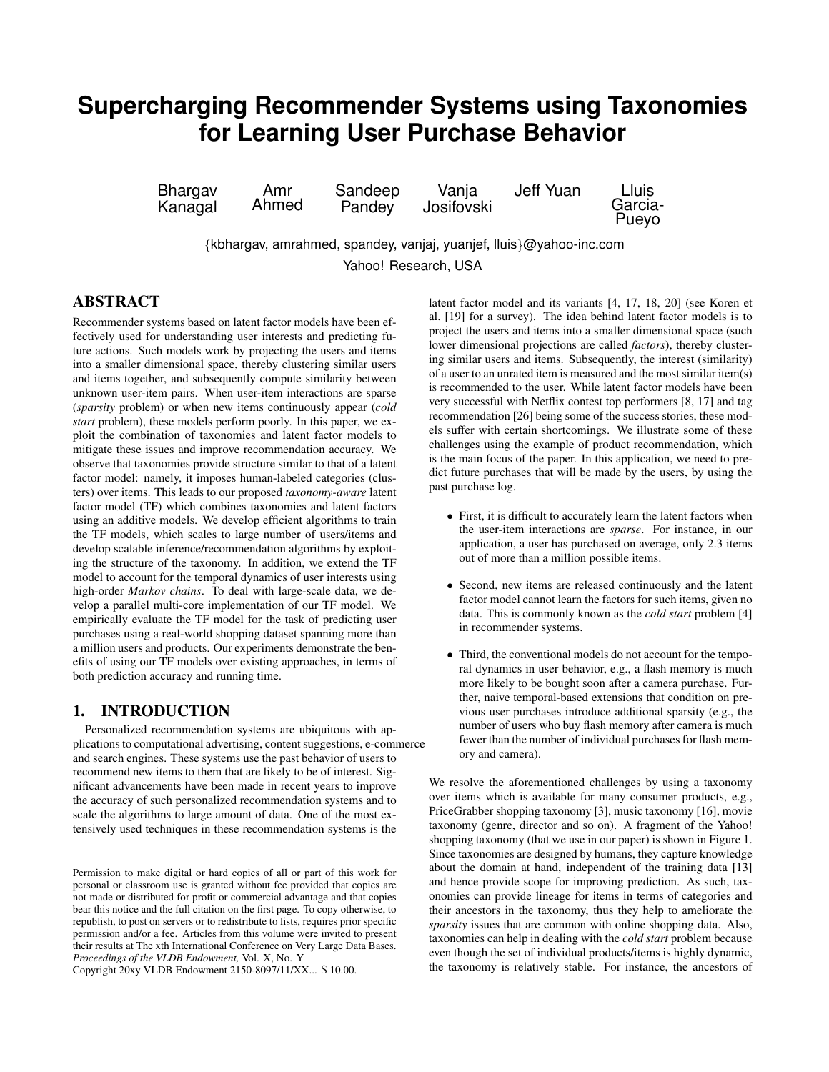# Supercharging Recommender Systems using Taxonomies for Learning User Purchase Behavior

Bhargav Kanagal, Amr Ahmed, Sandeep Pandey, Vanja Josifovski, Jeff Yuan, Lluis Garcia-Pueyo

{kbhargav, amrahmed, spandey, vanjaj, yuanjef, lluis}@yahoo-inc.com

Yahoo! Research, USA

## ABSTRACT

Recommender systems based on latent factor models have been effectively used for understanding user interests and predicting future actions. Such models work by projecting the users and items into a smaller dimensional space, thereby clustering similar users and items together, and subsequently compute similarity between unknown user-item pairs. When user-item interactions are sparse (*sparsity* problem) or when new items continuously appear (*cold start* problem), these models perform poorly. In this paper, we exploit the combination of taxonomies and latent factor models to mitigate these issues and improve recommendation accuracy. We observe that taxonomies provide structure similar to that of a latent factor model: namely, it imposes human-labeled categories (clusters) over items. This leads to our proposed *taxonomy-aware* latent factor model (TF) which combines taxonomies and latent factors using an additive models. We develop efficient algorithms to train the TF models, which scales to large number of users/items and develop scalable inference/recommendation algorithms by exploiting the structure of the taxonomy. In addition, we extend the TF model to account for the temporal dynamics of user interests using high-order *Markov chains*. To deal with large-scale data, we develop a parallel multi-core implementation of our TF model. We empirically evaluate the TF model for the task of predicting user purchases using a real-world shopping dataset spanning more than a million users and products. Our experiments demonstrate the benefits of using our TF models over existing approaches, in terms of both prediction accuracy and running time.

## 1. INTRODUCTION

Personalized recommendation systems are ubiquitous with applications to computational advertising, content suggestions, e-commerce and search engines. These systems use the past behavior of users to recommend new items to them that are likely to be of interest. Significant advancements have been made in recent years to improve the accuracy of such personalized recommendation systems and to scale the algorithms to large amount of data. One of the most extensively used techniques in these recommendation systems is the latent factor model and its variants [4, 17, 18, 20] (see Koren et al. [19] for a survey). The idea behind latent factor models is to project the users and items into a smaller dimensional space (such lower dimensional projections are called *factors*), thereby clustering similar users and items. Subsequently, the interest (similarity) of a user to an unrated item is measured and the most similar item(s) is recommended to the user. While latent factor models have been very successful with Netflix contest top performers [8, 17] and tag recommendation [26] being some of the success stories, these models suffer with certain shortcomings. We illustrate some of these challenges using the example of product recommendation, which is the main focus of the paper. In this application, we need to predict future purchases that will be made by the users, by using the past purchase log.

- First, it is difficult to accurately learn the latent factors when the user-item interactions are *sparse*. For instance, in our application, a user has purchased on average, only 2.3 items out of more than a million possible items.
- Second, new items are released continuously and the latent factor model cannot learn the factors for such items, given no data. This is commonly known as the *cold start* problem [4] in recommender systems.
- Third, the conventional models do not account for the temporal dynamics in user behavior, e.g., a flash memory is much more likely to be bought soon after a camera purchase. Further, naive temporal-based extensions that condition on previous user purchases introduce additional sparsity (e.g., the number of users who buy flash memory after camera is much fewer than the number of individual purchases for flash memory and camera).

We resolve the aforementioned challenges by using a taxonomy over items which is available for many consumer products, e.g., PriceGrabber shopping taxonomy [3], music taxonomy [16], movie taxonomy (genre, director and so on). A fragment of the Yahoo! shopping taxonomy (that we use in our paper) is shown in Figure 1. Since taxonomies are designed by humans, they capture knowledge about the domain at hand, independent of the training data [13] and hence provide scope for improving prediction. As such, taxonomies can provide lineage for items in terms of categories and their ancestors in the taxonomy, thus they help to ameliorate the *sparsity* issues that are common with online shopping data. Also, taxonomies can help in dealing with the *cold start* problem because even though the set of individual products/items is highly dynamic, the taxonomy is relatively stable. For instance, the ancestors of

Permission to make digital or hard copies of all or part of this work for personal or classroom use is granted without fee provided that copies are not made or distributed for profit or commercial advantage and that copies bear this notice and the full citation on the first page. To copy otherwise, to republish, to post on servers or to redistribute to lists, requires prior specific permission and/or a fee. Articles from this volume were invited to present their results at The xth International Conference on Very Large Data Bases. *Proceedings of the VLDB Endowment,* Vol. X, No. Y
Copyright 20xy VLDB Endowment 2150-8097/11/XX... $ 10.00.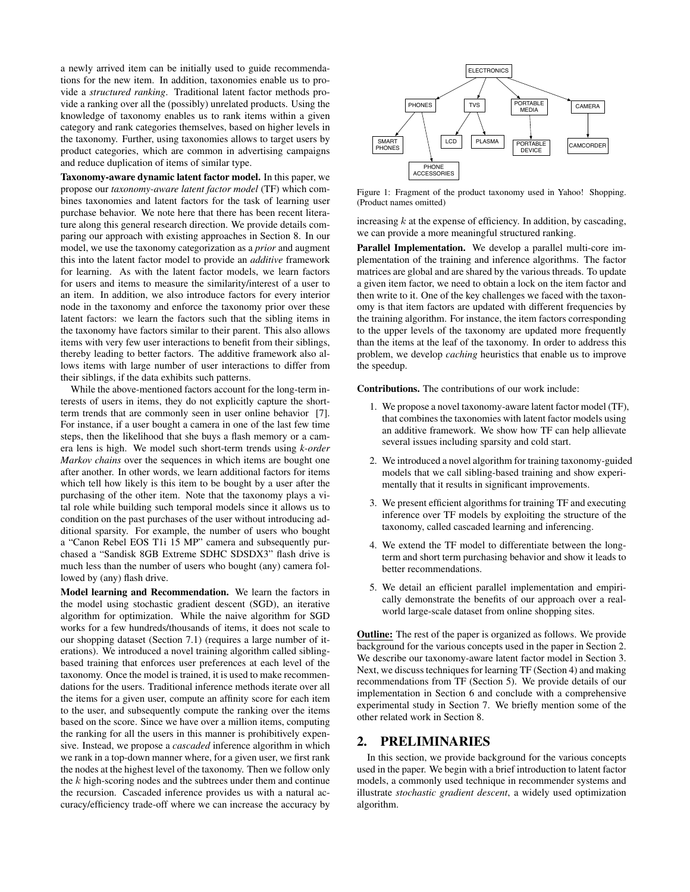a newly arrived item can be initially used to guide recommendations for the new item. In addition, taxonomies enable us to provide a *structured ranking*. Traditional latent factor methods provide a ranking over all the (possibly) unrelated products. Using the knowledge of taxonomy enables us to rank items within a given category and rank categories themselves, based on higher levels in the taxonomy. Further, using taxonomies allows to target users by product categories, which are common in advertising campaigns and reduce duplication of items of similar type.

**Taxonomy-aware dynamic latent factor model.** In this paper, we propose our *taxonomy-aware latent factor model* (TF) which combines taxonomies and latent factors for the task of learning user purchase behavior. We note here that there has been recent literature along this general research direction. We provide details comparing our approach with existing approaches in Section 8. In our model, we use the taxonomy categorization as a *prior* and augment this into the latent factor model to provide an *additive* framework for learning. As with the latent factor models, we learn factors for users and items to measure the similarity/interest of a user to an item. In addition, we also introduce factors for every interior node in the taxonomy and enforce the taxonomy prior over these latent factors: we learn the factors such that the sibling items in the taxonomy have factors similar to their parent. This also allows items with very few user interactions to benefit from their siblings, thereby leading to better factors. The additive framework also allows items with large number of user interactions to differ from their siblings, if the data exhibits such patterns.

While the above-mentioned factors account for the long-term interests of users in items, they do not explicitly capture the short-term trends that are commonly seen in user online behavior [7]. For instance, if a user bought a camera in one of the last few time steps, then the likelihood that she buys a flash memory or a camera lens is high. We model such short-term trends using *k-order Markov chains* over the sequences in which items are bought one after another. In other words, we learn additional factors for items which tell how likely is this item to be bought by a user after the purchasing of the other item. Note that the taxonomy plays a vital role while building such temporal models since it allows us to condition on the past purchases of the user without introducing additional sparsity. For example, the number of users who bought a "Canon Rebel EOS T1i 15 MP" camera and subsequently purchased a "Sandisk 8GB Extreme SDHC SDSDX3" flash drive is much less than the number of users who bought (any) camera followed by (any) flash drive.

**Model learning and Recommendation.** We learn the factors in the model using stochastic gradient descent (SGD), an iterative algorithm for optimization. While the naive algorithm for SGD works for a few hundreds/thousands of items, it does not scale to our shopping dataset (Section 7.1) (requires a large number of iterations). We introduced a novel training algorithm called sibling-based training that enforces user preferences at each level of the taxonomy. Once the model is trained, it is used to make recommendations for the users. Traditional inference methods iterate over all the items for a given user, compute an affinity score for each item to the user, and subsequently compute the ranking over the items based on the score. Since we have over a million items, computing the ranking for all the users in this manner is prohibitively expensive. Instead, we propose a *cascaded* inference algorithm in which we rank in a top-down manner where, for a given user, we first rank the nodes at the highest level of the taxonomy. Then we follow only the $k$ high-scoring nodes and the subtrees under them and continue the recursion. Cascaded inference provides us with a natural accuracy/efficiency trade-off where we can increase the accuracy by increasing $k$ at the expense of efficiency. In addition, by cascading, we can provide a more meaningful structured ranking.

ELECTRONICS
PHONES | TVS | PORTABLE MEDIA | CAMERA
SMART PHONES | PHONE ACCESSORIES | LCD | PLASMA | PORTABLE DEVICE | CAMCORDER

Figure 1: Fragment of the product taxonomy used in Yahoo! Shopping. (Product names omitted)

**Parallel Implementation.** We develop a parallel multi-core implementation of the training and inference algorithms. The factor matrices are global and are shared by the various threads. To update a given item factor, we need to obtain a lock on the item factor and then write to it. One of the key challenges we faced with the taxonomy is that item factors are updated with different frequencies by the training algorithm. For instance, the item factors corresponding to the upper levels of the taxonomy are updated more frequently than the items at the leaf of the taxonomy. In order to address this problem, we develop *caching* heuristics that enable us to improve the speedup.

**Contributions.** The contributions of our work include:

1. We propose a novel taxonomy-aware latent factor model (TF), that combines the taxonomies with latent factor models using an additive framework. We show how TF can help allevate several issues including sparsity and cold start.
2. We introduced a novel algorithm for training taxonomy-guided models that we call sibling-based training and show experimentally that it results in significant improvements.
3. We present efficient algorithms for training TF and executing inference over TF models by exploiting the structure of the taxonomy, called cascaded learning and inferencing.
4. We extend the TF model to differentiate between the long-term and short term purchasing behavior and show it leads to better recommendations.
5. We detail an efficient parallel implementation and empirically demonstrate the benefits of our approach over a real-world large-scale dataset from online shopping sites.

**Outline:** The rest of the paper is organized as follows. We provide background for the various concepts used in the paper in Section 2. We describe our taxonomy-aware latent factor model in Section 3. Next, we discuss techniques for learning TF (Section 4) and making recommendations from TF (Section 5). We provide details of our implementation in Section 6 and conclude with a comprehensive experimental study in Section 7. We briefly mention some of the other related work in Section 8.

## 2. PRELIMINARIES

In this section, we provide background for the various concepts used in the paper. We begin with a brief introduction to latent factor models, a commonly used technique in recommender systems and illustrate *stochastic gradient descent*, a widely used optimization algorithm.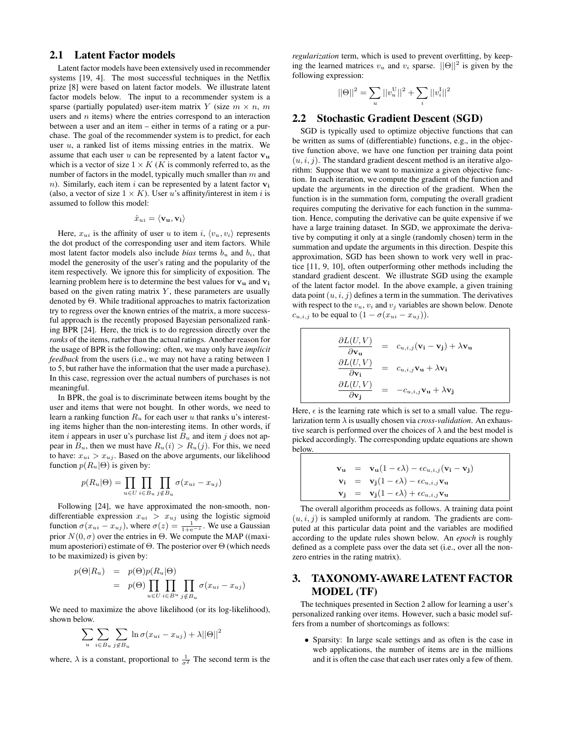## 2.1 Latent Factor models

Latent factor models have been extensively used in recommender systems [19, 4]. The most successful techniques in the Netflix prize [8] were based on latent factor models. We illustrate latent factor models below. The input to a recommender system is a sparse (partially populated) user-item matrix $Y$ (size $m \times n$, $m$ users and $n$ items) where the entries correspond to an interaction between a user and an item – either in terms of a rating or a purchase. The goal of the recommender system is to predict, for each user $u$, a ranked list of items missing entries in the matrix. We assume that each user $u$ can be represented by a latent factor $\mathbf{v_u}$ which is a vector of size $1 \times K$ ($K$ is commonly referred to, as the number of factors in the model, typically much smaller than $m$ and $n$). Similarly, each item $i$ can be represented by a latent factor $\mathbf{v_i}$ (also, a vector of size $1 \times K$). User $u$'s affinity/interest in item $i$ is assumed to follow this model:

$$\hat{x}_{ui} = \langle \mathbf{v_u}, \mathbf{v_i} \rangle$$

Here, $x_{ui}$ is the affinity of user $u$ to item $i$, $\langle v_u, v_i \rangle$ represents the dot product of the corresponding user and item factors. While most latent factor models also include *bias* terms $b_u$ and $b_i$, that model the generosity of the user's rating and the popularity of the item respectively. We ignore this for simplicity of exposition. The learning problem here is to determine the best values for $\mathbf{v_u}$ and $\mathbf{v_i}$ based on the given rating matrix $Y$, these parameters are usually denoted by $\Theta$. While traditional approaches to matrix factorization try to regress over the known entries of the matrix, a more successful approach is the recently proposed Bayesian personalized ranking BPR [24]. Here, the trick is to do regression directly over the *ranks* of the items, rather than the actual ratings. Another reason for the usage of BPR is the following: often, we may only have *implicit feedback* from the users (i.e., we may not have a rating between 1 to 5, but rather have the information that the user made a purchase). In this case, regression over the actual numbers of purchases is not meaningful.

In BPR, the goal is to discriminate between items bought by the user and items that were not bought. In other words, we need to learn a ranking function $R_u$ for each user $u$ that ranks u's interesting items higher than the non-interesting items. In other words, if item $i$ appears in user u's purchase list $B_u$ and item $j$ does not appear in $B_u$, then we must have $R_u(i) > R_u(j)$. For this, we need to have: $x_{ui} > x_{uj}$. Based on the above arguments, our likelihood function $p(R_u|\Theta)$ is given by:

$$p(R_u|\Theta) = \prod_{u \in U} \prod_{i \in B_u} \prod_{j \notin B_u} \sigma(x_{ui} - x_{uj})$$

Following [24], we have approximated the non-smooth, non-differentiable expression $x_{ui} > x_{uj}$ using the logistic sigmoid function $\sigma(x_{ui} - x_{uj})$, where $\sigma(z) = \frac{1}{1+e^{-z}}$. We use a Gaussian prior $N(0, \sigma)$ over the entries in $\Theta$. We compute the MAP ((maximum aposteriori) estimate of $\Theta$. The posterior over $\Theta$ (which needs to be maximized) is given by:

$$\begin{aligned} p(\Theta|R_u) &= p(\Theta)p(R_u|\Theta) \\ &= p(\Theta) \prod_{u \in U} \prod_{i \in B^u} \prod_{j \notin B_u} \sigma(x_{ui} - x_{uj}) \end{aligned}$$

We need to maximize the above likelihood (or its log-likelihood), shown below.

$$\sum_u \sum_{i \in B_u} \sum_{j \notin B_u} \ln \sigma(x_{ui} - x_{uj}) + \lambda ||\Theta||^2$$

where, $\lambda$ is a constant, proportional to $\frac{1}{\sigma^2}$ The second term is the *regularization* term, which is used to prevent overfitting, by keeping the learned matrices $v_u$ and $v_i$ sparse. $||\Theta||^2$ is given by the following expression:

$$||\Theta||^2 = \sum_u ||v_u^{\mathrm{U}}||^2 + \sum_i ||v_i^{\mathrm{I}}||^2$$

## 2.2 Stochastic Gradient Descent (SGD)

SGD is typically used to optimize objective functions that can be written as sums of (differentiable) functions, e.g., in the objective function above, we have one function per training data point $(u, i, j)$. The standard gradient descent method is an iterative algorithm: Suppose that we want to maximize a given objective function. In each iteration, we compute the gradient of the function and update the arguments in the direction of the gradient. When the function is in the summation form, computing the overall gradient requires computing the derivative for each function in the summation. Hence, computing the derivative can be quite expensive if we have a large training dataset. In SGD, we approximate the derivative by computing it only at a single (randomly chosen) term in the summation and update the arguments in this direction. Despite this approximation, SGD has been shown to work very well in practice [11, 9, 10], often outperforming other methods including the standard gradient descent. We illustrate SGD using the example of the latent factor model. In the above example, a given training data point $(u, i, j)$ defines a term in the summation. The derivatives with respect to the $v_u$, $v_i$ and $v_j$ variables are shown below. Denote $c_{u,i,j}$ to be equal to $(1 - \sigma(x_{ui} - x_{uj}))$.

$$\begin{aligned} \frac{\partial L(U,V)}{\partial \mathbf{v_u}} &= c_{u,i,j}(\mathbf{v_i} - \mathbf{v_j}) + \lambda \mathbf{v_u} \\ \frac{\partial L(U,V)}{\partial \mathbf{v_i}} &= c_{u,i,j}\mathbf{v_u} + \lambda \mathbf{v_i} \\ \frac{\partial L(U,V)}{\partial \mathbf{v_j}} &= -c_{u,i,j}\mathbf{v_u} + \lambda \mathbf{v_j} \end{aligned}$$

Here, $\epsilon$ is the learning rate which is set to a small value. The regularization term $\lambda$ is usually chosen via *cross-validation*. An exhaustive search is performed over the choices of $\lambda$ and the best model is picked accordingly. The corresponding update equations are shown below.

$$\begin{aligned} \mathbf{v_u} &= \mathbf{v_u}(1 - \epsilon\lambda) - \epsilon c_{u,i,j}(\mathbf{v_i} - \mathbf{v_j}) \\ \mathbf{v_i} &= \mathbf{v_j}(1 - \epsilon\lambda) - \epsilon c_{u,i,j}\mathbf{v_u} \\ \mathbf{v_j} &= \mathbf{v_j}(1 - \epsilon\lambda) + \epsilon c_{u,i,j}\mathbf{v_u} \end{aligned}$$

The overall algorithm proceeds as follows. A training data point $(u, i, j)$ is sampled uniformly at random. The gradients are computed at this particular data point and the variables are modified according to the update rules shown below. An *epoch* is roughly defined as a complete pass over the data set (i.e., over all the nonzero entries in the rating matrix).

# 3. TAXONOMY-AWARE LATENT FACTOR MODEL (TF)

The techniques presented in Section 2 allow for learning a user's personalized ranking over items. However, such a basic model suffers from a number of shortcomings as follows:

- Sparsity: In large scale settings and as often is the case in web applications, the number of items are in the millions and it is often the case that each user rates only a few of them.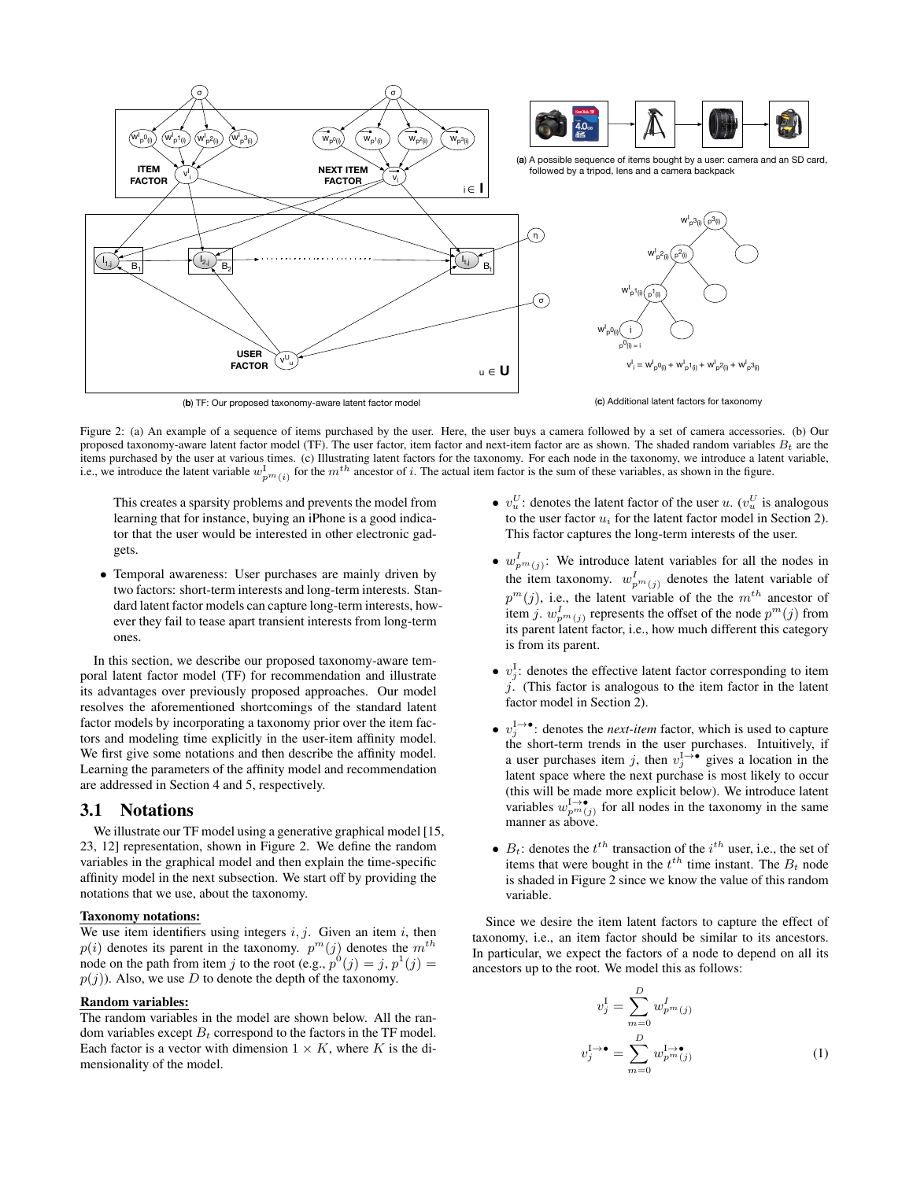(a) A possible sequence of items bought by a user: camera and an SD card, followed by a tripod, lens and a camera backpack

(b) TF: Our proposed taxonomy-aware latent factor model

(c) Additional latent factors for taxonomy

Figure 2: (a) An example of a sequence of items purchased by the user. Here, the user buys a camera followed by a set of camera accessories. (b) Our proposed taxonomy-aware latent factor model (TF). The user factor, item factor and next-item factor are as shown. The shaded random variables $B_t$ are the items purchased by the user at various times. (c) Illustrating latent factors for the taxonomy. For each node in the taxonomy, we introduce a latent variable, i.e., we introduce the latent variable $w^{\mathrm{I}}_{p^m(i)}$ for the $m^{th}$ ancestor of $i$. The actual item factor is the sum of these variables, as shown in the figure.

This creates a sparsity problems and prevents the model from learning that for instance, buying an iPhone is a good indicator that the user would be interested in other electronic gadgets.

- Temporal awareness: User purchases are mainly driven by two factors: short-term interests and long-term interests. Standard latent factor models can capture long-term interests, however they fail to tease apart transient interests from long-term ones.

In this section, we describe our proposed taxonomy-aware temporal latent factor model (TF) for recommendation and illustrate its advantages over previously proposed approaches. Our model resolves the aforementioned shortcomings of the standard latent factor models by incorporating a taxonomy prior over the item factors and modeling time explicitly in the user-item affinity model. We first give some notations and then describe the affinity model. Learning the parameters of the affinity model and recommendation are addressed in Section 4 and 5, respectively.

## 3.1 Notations

We illustrate our TF model using a generative graphical model [15, 23, 12] representation, shown in Figure 2. We define the random variables in the graphical model and then explain the time-specific affinity model in the next subsection. We start off by providing the notations that we use, about the taxonomy.

**Taxonomy notations:**

We use item identifiers using integers $i, j$. Given an item $i$, then $p(i)$ denotes its parent in the taxonomy. $p^m(j)$ denotes the $m^{th}$ node on the path from item $j$ to the root (e.g., $p^0(j) = j, p^1(j) = p(j)$). Also, we use $D$ to denote the depth of the taxonomy.

**Random variables:**

The random variables in the model are shown below. All the random variables except $B_t$ correspond to the factors in the TF model. Each factor is a vector with dimension $1 \times K$, where $K$ is the dimensionality of the model.

- $v^U_u$: denotes the latent factor of the user $u$. ($v^U_u$ is analogous to the user factor $u_i$ for the latent factor model in Section 2). This factor captures the long-term interests of the user.
- $w^I_{p^m(j)}$: We introduce latent variables for all the nodes in the item taxonomy. $w^I_{p^m(j)}$ denotes the latent variable of $p^m(j)$, i.e., the latent variable of the the $m^{th}$ ancestor of item $j$. $w^I_{p^m(j)}$ represents the offset of the node $p^m(j)$ from its parent latent factor, i.e., how much different this category is from its parent.
- $v^{\mathrm{I}}_j$: denotes the effective latent factor corresponding to item $j$. (This factor is analogous to the item factor in the latent factor model in Section 2).
- $v^{\mathrm{I}\to\bullet}_j$: denotes the *next-item* factor, which is used to capture the short-term trends in the user purchases. Intuitively, if a user purchases item $j$, then $v^{\mathrm{I}\to\bullet}_j$ gives a location in the latent space where the next purchase is most likely to occur (this will be made more explicit below). We introduce latent variables $w^{\mathrm{I}\to\bullet}_{p^m(j)}$ for all nodes in the taxonomy in the same manner as above.
- $B_t$: denotes the $t^{th}$ transaction of the $i^{th}$ user, i.e., the set of items that were bought in the $t^{th}$ time instant. The $B_t$ node is shaded in Figure 2 since we know the value of this random variable.

Since we desire the item latent factors to capture the effect of taxonomy, i.e., an item factor should be similar to its ancestors. In particular, we expect the factors of a node to depend on all its ancestors up to the root. We model this as follows:

$$v^{\mathrm{I}}_j = \sum_{m=0}^{D} w^I_{p^m(j)}$$
$$v^{\mathrm{I}\to\bullet}_j = \sum_{m=0}^{D} w^{\mathrm{I}\to\bullet}_{p^m(j)} \quad (1)$$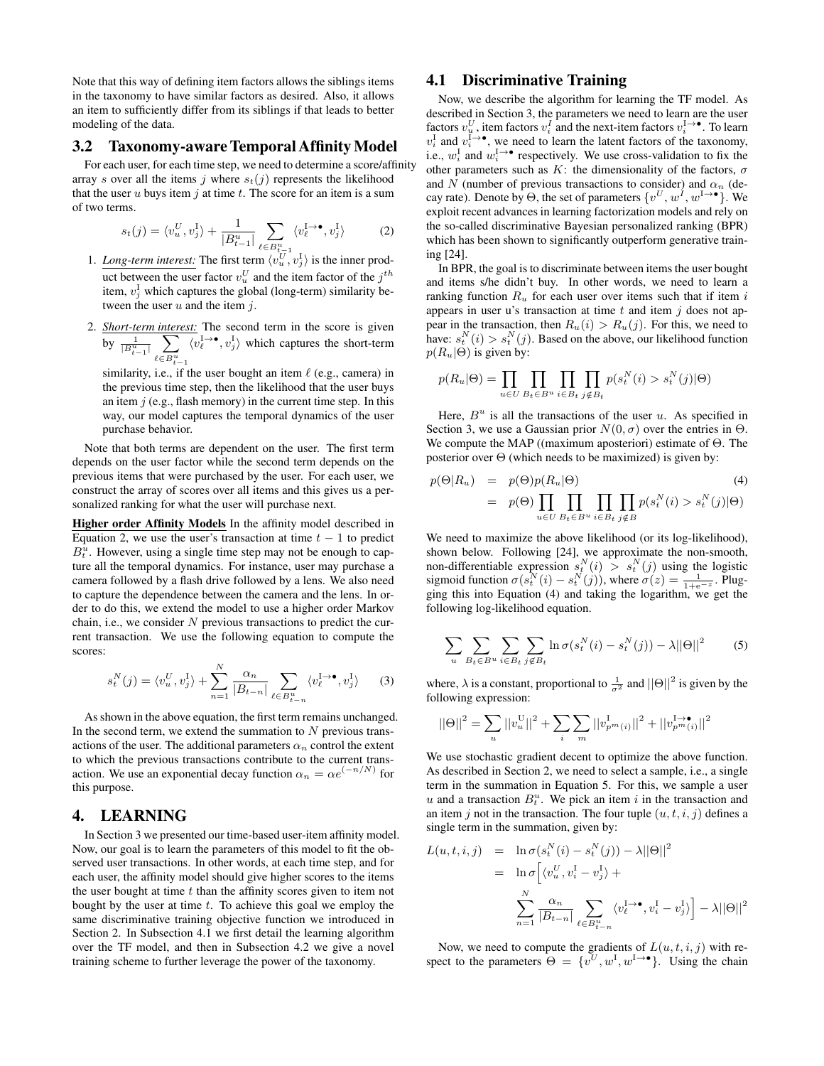Note that this way of defining item factors allows the siblings items in the taxonomy to have similar factors as desired. Also, it allows an item to sufficiently differ from its siblings if that leads to better modeling of the data.

### 3.2 Taxonomy-aware Temporal Affinity Model

For each user, for each time step, we need to determine a score/affinity array $s$ over all the items $j$ where $s_t(j)$ represents the likelihood that the user $u$ buys item $j$ at time $t$. The score for an item is a sum of two terms.

$$s_t(j) = \langle v_u^U, v_j^{\mathrm{I}} \rangle + \frac{1}{|B_{t-1}^u|} \sum_{\ell \in B_{t-1}^u} \langle v_\ell^{\mathrm{I}\to\bullet}, v_j^{\mathrm{I}} \rangle \tag{2}$$

1. ***Long-term interest:*** The first term $\langle v_u^U, v_j^{\mathrm{I}} \rangle$ is the inner product between the user factor $v_u^U$ and the item factor of the $j^{th}$ item, $v_j^{\mathrm{I}}$ which captures the global (long-term) similarity between the user $u$ and the item $j$.
2. ***Short-term interest:*** The second term in the score is given by $\frac{1}{|B_{t-1}^u|} \sum_{\ell \in B_{t-1}^u} \langle v_\ell^{\mathrm{I}\to\bullet}, v_j^{\mathrm{I}} \rangle$ which captures the short-term similarity, i.e., if the user bought an item $\ell$ (e.g., camera) in the previous time step, then the likelihood that the user buys an item $j$ (e.g., flash memory) in the current time step. In this way, our model captures the temporal dynamics of the user purchase behavior.

Note that both terms are dependent on the user. The first term depends on the user factor while the second term depends on the previous items that were purchased by the user. For each user, we construct the array of scores over all items and this gives us a personalized ranking for what the user will purchase next.

**Higher order Affinity Models** In the affinity model described in Equation 2, we use the user's transaction at time $t-1$ to predict $B_t^u$. However, using a single time step may not be enough to capture all the temporal dynamics. For instance, user may purchase a camera followed by a flash drive followed by a lens. We also need to capture the dependence between the camera and the lens. In order to do this, we extend the model to use a higher order Markov chain, i.e., we consider $N$ previous transactions to predict the current transaction. We use the following equation to compute the scores:

$$s_t^N(j) = \langle v_u^U, v_j^{\mathrm{I}} \rangle + \sum_{n=1}^{N} \frac{\alpha_n}{|B_{t-n}|} \sum_{\ell \in B_{t-n}^u} \langle v_\ell^{\mathrm{I}\to\bullet}, v_j^{\mathrm{I}} \rangle \tag{3}$$

As shown in the above equation, the first term remains unchanged. In the second term, we extend the summation to $N$ previous transactions of the user. The additional parameters $\alpha_n$ control the extent to which the previous transactions contribute to the current transaction. We use an exponential decay function $\alpha_n = \alpha e^{(-n/N)}$ for this purpose.

## 4. LEARNING

In Section 3 we presented our time-based user-item affinity model. Now, our goal is to learn the parameters of this model to fit the observed user transactions. In other words, at each time step, and for each user, the affinity model should give higher scores to the items the user bought at time $t$ than the affinity scores given to item not bought by the user at time $t$. To achieve this goal we employ the same discriminative training objective function we introduced in Section 2. In Subsection 4.1 we first detail the learning algorithm over the TF model, and then in Subsection 4.2 we give a novel training scheme to further leverage the power of the taxonomy.

### 4.1 Discriminative Training

Now, we describe the algorithm for learning the TF model. As described in Section 3, the parameters we need to learn are the user factors $v_u^U$, item factors $v_i^I$ and the next-item factors $v_i^{\mathrm{I}\to\bullet}$. To learn $v_i^{\mathrm{I}}$ and $v_i^{\mathrm{I}\to\bullet}$, we need to learn the latent factors of the taxonomy, i.e., $w_i^{\mathrm{I}}$ and $w_i^{\mathrm{I}\to\bullet}$ respectively. We use cross-validation to fix the other parameters such as $K$: the dimensionality of the factors, $\sigma$ and $N$ (number of previous transactions to consider) and $\alpha_n$ (decay rate). Denote by $\Theta$, the set of parameters $\{v^U, w^I, w^{\mathrm{I}\to\bullet}\}$. We exploit recent advances in learning factorization models and rely on the so-called discriminative Bayesian personalized ranking (BPR) which has been shown to significantly outperform generative training [24].

In BPR, the goal is to discriminate between items the user bought and items s/he didn't buy. In other words, we need to learn a ranking function $R_u$ for each user over items such that if item $i$ appears in user u's transaction at time $t$ and item $j$ does not appear in the transaction, then $R_u(i) > R_u(j)$. For this, we need to have: $s_t^N(i) > s_t^N(j)$. Based on the above, our likelihood function $p(R_u|\Theta)$ is given by:

$$p(R_u|\Theta) = \prod_{u \in U} \prod_{B_t \in B^u} \prod_{i \in B_t} \prod_{j \notin B_t} p(s_t^N(i) > s_t^N(j)|\Theta)$$

Here, $B^u$ is all the transactions of the user $u$. As specified in Section 3, we use a Gaussian prior $N(0, \sigma)$ over the entries in $\Theta$. We compute the MAP ((maximum aposteriori) estimate of $\Theta$. The posterior over $\Theta$ (which needs to be maximized) is given by:

$$\begin{aligned} p(\Theta|R_u) &= p(\Theta) p(R_u|\Theta) \\ &= p(\Theta) \prod_{u \in U} \prod_{B_t \in B^u} \prod_{i \in B_t} \prod_{j \notin B} p(s_t^N(i) > s_t^N(j)|\Theta) \end{aligned} \tag{4}$$

We need to maximize the above likelihood (or its log-likelihood), shown below. Following [24], we approximate the non-smooth, non-differentiable expression $s_t^N(i) > s_t^N(j)$ using the logistic sigmoid function $\sigma(s_t^N(i) - s_t^N(j))$, where $\sigma(z) = \frac{1}{1+e^{-z}}$. Plugging this into Equation (4) and taking the logarithm, we get the following log-likelihood equation.

$$\sum_u \sum_{B_t \in B^u} \sum_{i \in B_t} \sum_{j \notin B_t} \ln \sigma(s_t^N(i) - s_t^N(j)) - \lambda ||\Theta||^2 \tag{5}$$

where, $\lambda$ is a constant, proportional to $\frac{1}{\sigma^2}$ and $||\Theta||^2$ is given by the following expression:

$$||\Theta||^2 = \sum_u ||v_u^{\mathrm{U}}||^2 + \sum_i \sum_m ||v_{p^m(i)}^{\mathrm{I}}||^2 + ||v_{p^m(i)}^{\mathrm{I}\to\bullet}||^2$$

We use stochastic gradient decent to optimize the above function. As described in Section 2, we need to select a sample, i.e., a single term in the summation in Equation 5. For this, we sample a user $u$ and a transaction $B_t^u$. We pick an item $i$ in the transaction and an item $j$ not in the transaction. The four tuple $(u, t, i, j)$ defines a single term in the summation, given by:

$$\begin{aligned} L(u,t,i,j) &= \ln \sigma(s_t^N(i) - s_t^N(j)) - \lambda ||\Theta||^2 \\ &= \ln \sigma \Big[ \langle v_u^U, v_i^{\mathrm{I}} - v_j^{\mathrm{I}} \rangle + \\ &\quad \sum_{n=1}^{N} \frac{\alpha_n}{|B_{t-n}|} \sum_{\ell \in B_{t-n}^u} \langle v_\ell^{\mathrm{I}\to\bullet}, v_i^{\mathrm{I}} - v_j^{\mathrm{I}} \rangle \Big] - \lambda ||\Theta||^2 \end{aligned}$$

Now, we need to compute the gradients of $L(u,t,i,j)$ with respect to the parameters $\Theta = \{v^U, w^{\mathrm{I}}, w^{\mathrm{I}\to\bullet}\}$. Using the chain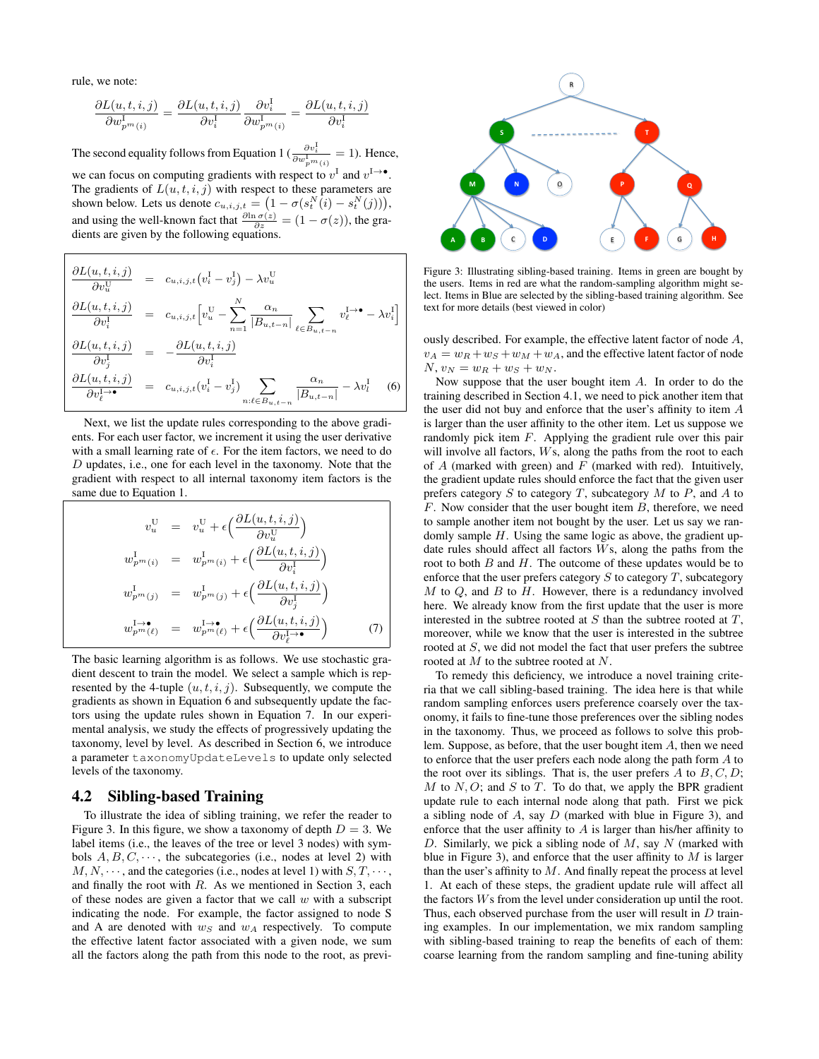rule, we note:

$$\frac{\partial L(u,t,i,j)}{\partial w^{\mathrm{I}}_{p^m(i)}} = \frac{\partial L(u,t,i,j)}{\partial v^{\mathrm{I}}_i}\frac{\partial v^{\mathrm{I}}_i}{\partial w^{\mathrm{I}}_{p^m(i)}} = \frac{\partial L(u,t,i,j)}{\partial v^{\mathrm{I}}_i}$$

The second equality follows from Equation 1 ($\frac{\partial v^{\mathrm{I}}_i}{\partial w^{\mathrm{I}}_{p^m(i)}} = 1$). Hence, we can focus on computing gradients with respect to $v^{\mathrm{I}}$ and $v^{\mathrm{I}\rightarrow\bullet}$. The gradients of $L(u,t,i,j)$ with respect to these parameters are shown below. Lets us denote $c_{u,i,j,t} = \left(1 - \sigma(s^N_t(i) - s^N_t(j))\right)$, and using the well-known fact that $\frac{\partial \ln \sigma(z)}{\partial z} = (1-\sigma(z))$, the gradients are given by the following equations.

$$\begin{aligned}
\frac{\partial L(u,t,i,j)}{\partial v^{\mathrm{U}}_u} &= c_{u,i,j,t}\big(v^{\mathrm{I}}_i - v^{\mathrm{I}}_j\big) - \lambda v^{\mathrm{U}}_u \\
\frac{\partial L(u,t,i,j)}{\partial v^{\mathrm{I}}_i} &= c_{u,i,j,t}\Big[v^{\mathrm{U}}_u - \sum_{n=1}^{N}\frac{\alpha_n}{|B_{u,t-n}|}\sum_{\ell\in B_{u,t-n}} v^{\mathrm{I}\rightarrow\bullet}_\ell - \lambda v^{\mathrm{I}}_i\Big] \\
\frac{\partial L(u,t,i,j)}{\partial v^{\mathrm{I}}_j} &= -\frac{\partial L(u,t,i,j)}{\partial v^{\mathrm{I}}_i} \\
\frac{\partial L(u,t,i,j)}{\partial v^{\mathrm{I}\rightarrow\bullet}_\ell} &= c_{u,i,j,t}(v^{\mathrm{I}}_i - v^{\mathrm{I}}_j)\sum_{n:\ell\in B_{u,t-n}}\frac{\alpha_n}{|B_{u,t-n}|} - \lambda v^{\mathrm{I}}_\ell \qquad (6)
\end{aligned}$$

Next, we list the update rules corresponding to the above gradients. For each user factor, we increment it using the user derivative with a small learning rate of $\epsilon$. For the item factors, we need to do $D$ updates, i.e., one for each level in the taxonomy. Note that the gradient with respect to all internal taxonomy item factors is the same due to Equation 1.

$$\begin{aligned}
v^{\mathrm{U}}_u &= v^{\mathrm{U}}_u + \epsilon\Big(\frac{\partial L(u,t,i,j)}{\partial v^{\mathrm{U}}_u}\Big) \\
w^{\mathrm{I}}_{p^m(i)} &= w^{\mathrm{I}}_{p^m(i)} + \epsilon\Big(\frac{\partial L(u,t,i,j)}{\partial v^{\mathrm{I}}_i}\Big) \\
w^{\mathrm{I}}_{p^m(j)} &= w^{\mathrm{I}}_{p^m(j)} + \epsilon\Big(\frac{\partial L(u,t,i,j)}{\partial v^{\mathrm{I}}_j}\Big) \\
w^{\mathrm{I}\rightarrow\bullet}_{p^m(\ell)} &= w^{\mathrm{I}\rightarrow\bullet}_{p^m(\ell)} + \epsilon\Big(\frac{\partial L(u,t,i,j)}{\partial v^{\mathrm{I}\rightarrow\bullet}_\ell}\Big) \qquad (7)
\end{aligned}$$

The basic learning algorithm is as follows. We use stochastic gradient descent to train the model. We select a sample which is represented by the 4-tuple $(u,t,i,j)$. Subsequently, we compute the gradients as shown in Equation 6 and subsequently update the factors using the update rules shown in Equation 7. In our experimental analysis, we study the effects of progressively updating the taxonomy, level by level. As described in Section 6, we introduce a parameter `taxonomyUpdateLevels` to update only selected levels of the taxonomy.

## 4.2 Sibling-based Training

To illustrate the idea of sibling training, we refer the reader to Figure 3. In this figure, we show a taxonomy of depth $D = 3$. We label items (i.e., the leaves of the tree or level 3 nodes) with symbols $A, B, C, \cdots$, the subcategories (i.e., nodes at level 2) with $M, N, \cdots$, and the categories (i.e., nodes at level 1) with $S, T, \cdots$, and finally the root with $R$. As we mentioned in Section 3, each of these nodes are given a factor that we call $w$ with a subscript indicating the node. For example, the factor assigned to node S and A are denoted with $w_S$ and $w_A$ respectively. To compute the effective latent factor associated with a given node, we sum all the factors along the path from this node to the root, as previously described. For example, the effective latent factor of node $A$, $v_A = w_R + w_S + w_M + w_A$, and the effective latent factor of node $N$, $v_N = w_R + w_S + w_N$.

Figure 3: Illustrating sibling-based training. Items in green are bought by the users. Items in red are what the random-sampling algorithm might select. Items in Blue are selected by the sibling-based training algorithm. See text for more details (best viewed in color)

Now suppose that the user bought item $A$. In order to do the training described in Section 4.1, we need to pick another item that the user did not buy and enforce that the user's affinity to item $A$ is larger than the user affinity to the other item. Let us suppose we randomly pick item $F$. Applying the gradient rule over this pair will involve all factors, $W$s, along the paths from the root to each of $A$ (marked with green) and $F$ (marked with red). Intuitively, the gradient update rules should enforce the fact that the given user prefers category $S$ to category $T$, subcategory $M$ to $P$, and $A$ to $F$. Now consider that the user bought item $B$, therefore, we need to sample another item not bought by the user. Let us say we randomly sample $H$. Using the same logic as above, the gradient update rules should affect all factors $W$s, along the paths from the root to both $B$ and $H$. The outcome of these updates would be to enforce that the user prefers category $S$ to category $T$, subcategory $M$ to $Q$, and $B$ to $H$. However, there is a redundancy involved here. We already know from the first update that the user is more interested in the subtree rooted at $S$ than the subtree rooted at $T$, moreover, while we know that the user is interested in the subtree rooted at $S$, we did not model the fact that user prefers the subtree rooted at $M$ to the subtree rooted at $N$.

To remedy this deficiency, we introduce a novel training criteria that we call sibling-based training. The idea here is that while random sampling enforces users preference coarsely over the taxonomy, it fails to fine-tune those preferences over the sibling nodes in the taxonomy. Thus, we proceed as follows to solve this problem. Suppose, as before, that the user bought item $A$, then we need to enforce that the user prefers each node along the path form $A$ to the root over its siblings. That is, the user prefers $A$ to $B, C, D$; $M$ to $N, O$; and $S$ to $T$. To do that, we apply the BPR gradient update rule to each internal node along that path. First we pick a sibling node of $A$, say $D$ (marked with blue in Figure 3), and enforce that the user affinity to $A$ is larger than his/her affinity to $D$. Similarly, we pick a sibling node of $M$, say $N$ (marked with blue in Figure 3), and enforce that the user affinity to $M$ is larger than the user's affinity to $M$. And finally repeat the process at level 1. At each of these steps, the gradient update rule will affect all the factors $W$s from the level under consideration up until the root. Thus, each observed purchase from the user will result in $D$ training examples. In our implementation, we mix random sampling with sibling-based training to reap the benefits of each of them: coarse learning from the random sampling and fine-tuning ability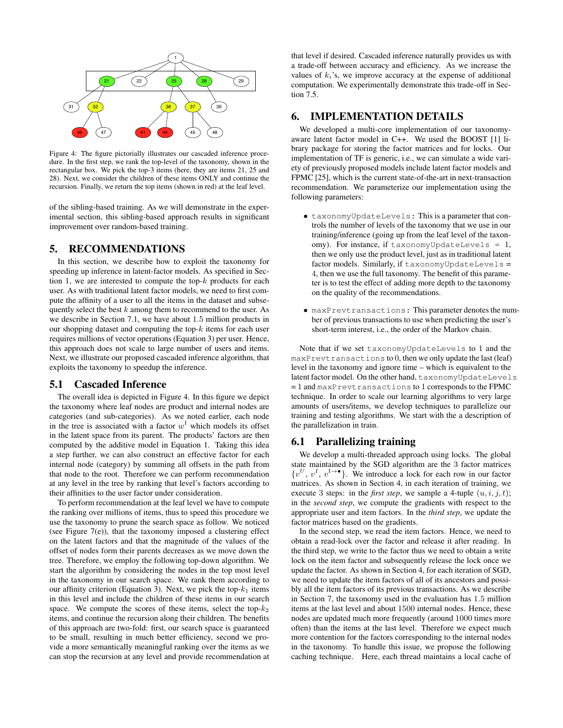Figure 4: The figure pictorially illustrates our cascaded inference procedure. In the first step, we rank the top-level of the taxonomy, shown in the rectangular box. We pick the top-3 items (here, they are items 21, 25 and 28). Next, we consider the children of these items ONLY and continue the recursion. Finally, we return the top items (shown in red) at the leaf level.

of the sibling-based training. As we will demonstrate in the experimental section, this sibling-based approach results in significant improvement over random-based training.

## 5. RECOMMENDATIONS

In this section, we describe how to exploit the taxonomy for speeding up inference in latent-factor models. As specified in Section 1, we are interested to compute the top-$k$ products for each user. As with traditional latent factor models, we need to first compute the affinity of a user to all the items in the dataset and subsequently select the best $k$ among them to recommend to the user. As we describe in Section 7.1, we have about 1.5 million products in our shopping dataset and computing the top-$k$ items for each user requires millions of vector operations (Equation 3) per user. Hence, this approach does not scale to large number of users and items. Next, we illustrate our proposed cascaded inference algorithm, that exploits the taxonomy to speedup the inference.

### 5.1 Cascaded Inference

The overall idea is depicted in Figure 4. In this figure we depict the taxonomy where leaf nodes are product and internal nodes are categories (and sub-categories). As we noted earlier, each node in the tree is associated with a factor $w^1$ which models its offset in the latent space from its parent. The products' factors are then computed by the additive model in Equation 1. Taking this idea a step further, we can also construct an effective factor for each internal node (category) by summing all offsets in the path from that node to the root. Therefore we can perform recommendation at any level in the tree by ranking that level's factors according to their affinities to the user factor under consideration.

To perform recommendation at the leaf level we have to compute the ranking over millions of items, thus to speed this procedure we use the taxonomy to prune the search space as follow. We noticed (see Figure 7(e)), that the taxonomy imposed a clustering effect on the latent factors and that the magnitude of the values of the offset of nodes form their parents decreases as we move down the tree. Therefore, we employ the following top-down algorithm. We start the algorithm by considering the nodes in the top most level in the taxonomy in our search space. We rank them according to our affinity criterion (Equation 3). Next, we pick the top-$k_1$ items in this level and include the children of these items in our search space. We compute the scores of these items, select the top-$k_2$ items, and continue the recursion along their children. The benefits of this approach are two-fold: first, our search space is guaranteed to be small, resulting in much better efficiency, second we provide a more semantically meaningful ranking over the items as we can stop the recursion at any level and provide recommendation at that level if desired. Cascaded inference naturally provides us with a trade-off between accuracy and efficiency. As we increase the values of $k_i$'s, we improve accuracy at the expense of additional computation. We experimentally demonstrate this trade-off in Section 7.5.

## 6. IMPLEMENTATION DETAILS

We developed a multi-core implementation of our taxonomy-aware latent factor model in C++. We used the BOOST [1] library package for storing the factor matrices and for locks. Our implementation of TF is generic, i.e., we can simulate a wide variety of previously proposed models include latent factor models and FPMC [25], which is the current state-of-the-art in next-transaction recommendation. We parameterize our implementation using the following parameters:

- `taxonomyUpdateLevels`: This is a parameter that controls the number of levels of the taxonomy that we use in our training/inference (going up from the leaf level of the taxonomy). For instance, if `taxonomyUpdateLevels = 1`, then we only use the product level, just as in traditional latent factor models. Similarly, if `taxonomyUpdateLevels = 4`, then we use the full taxonomy. The benefit of this parameter is to test the effect of adding more depth to the taxonomy on the quality of the recommendations.
- `maxPrevtransactions`: This parameter denotes the number of previous transactions to use when predicting the user's short-term interest, i.e., the order of the Markov chain.

Note that if we set `taxonomyUpdateLevels` to 1 and the `maxPrevtransactions` to 0, then we only update the last (leaf) level in the taxonomy and ignore time – which is equivalent to the latent factor model. On the other hand, `taxonomyUpdateLevels = 1` and `maxPrevtransactions` to 1 corresponds to the FPMC technique. In order to scale our learning algorithms to very large amounts of users/items, we develop techniques to parallelize our training and testing algorithms. We start with the a description of the parallelization in train.

### 6.1 Parallelizing training

We develop a multi-threaded approach using locks. The global state maintained by the SGD algorithm are the 3 factor matrices $\{v^U, v^I, v^{I\rightarrow\bullet}\}$. We introduce a lock for each row in our factor matrices. As shown in Section 4, in each iteration of training, we execute 3 steps: in the *first step*, we sample a 4-tuple $(u, i, j, t)$; in the *second step*, we compute the gradients with respect to the appropriate user and item factors. In the *third step*, we update the factor matrices based on the gradients.

In the second step, we read the item factors. Hence, we need to obtain a read-lock over the factor and release it after reading. In the third step, we write to the factor thus we need to obtain a write lock on the item factor and subsequently release the lock once we update the factor. As shown in Section 4, for each iteration of SGD, we need to update the item factors of all of its ancestors and possibly all the item factors of its previous transactions. As we describe in Section 7, the taxonomy used in the evaluation has 1.5 million items at the last level and about 1500 internal nodes. Hence, these nodes are updated much more frequently (around 1000 times more often) than the items at the last level. Therefore we expect much more contention for the factors corresponding to the internal nodes in the taxonomy. To handle this issue, we propose the following caching technique. Here, each thread maintains a local cache of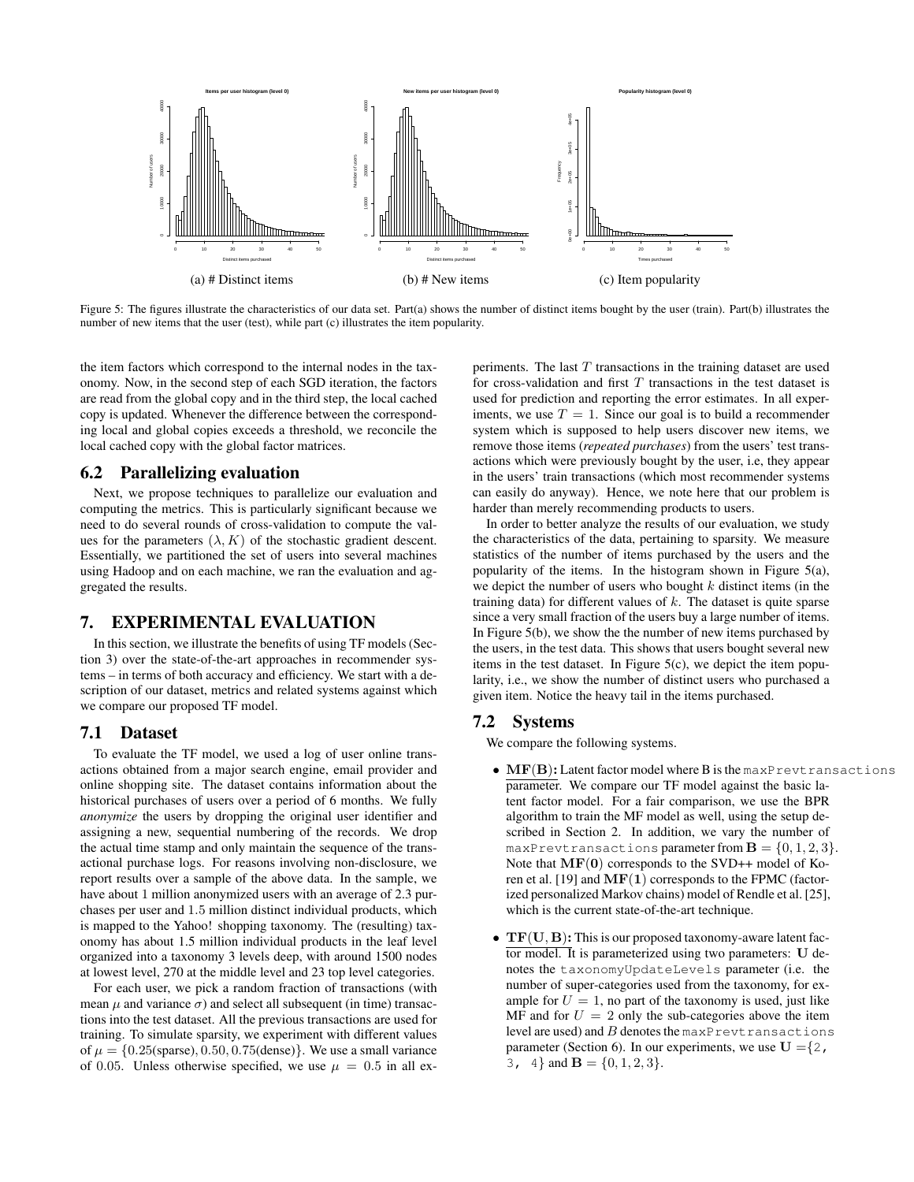(a) # Distinct items

(b) # New items

(c) Item popularity

Figure 5: The figures illustrate the characteristics of our data set. Part(a) shows the number of distinct items bought by the user (train). Part(b) illustrates the number of new items that the user (test), while part (c) illustrates the item popularity.

the item factors which correspond to the internal nodes in the taxonomy. Now, in the second step of each SGD iteration, the factors are read from the global copy and in the third step, the local cached copy is updated. Whenever the difference between the corresponding local and global copies exceeds a threshold, we reconcile the local cached copy with the global factor matrices.

## 6.2 Parallelizing evaluation

Next, we propose techniques to parallelize our evaluation and computing the metrics. This is particularly significant because we need to do several rounds of cross-validation to compute the values for the parameters $(\lambda, K)$ of the stochastic gradient descent. Essentially, we partitioned the set of users into several machines using Hadoop and on each machine, we ran the evaluation and aggregated the results.

# 7. EXPERIMENTAL EVALUATION

In this section, we illustrate the benefits of using TF models (Section 3) over the state-of-the-art approaches in recommender systems – in terms of both accuracy and efficiency. We start with a description of our dataset, metrics and related systems against which we compare our proposed TF model.

## 7.1 Dataset

To evaluate the TF model, we used a log of user online transactions obtained from a major search engine, email provider and online shopping site. The dataset contains information about the historical purchases of users over a period of 6 months. We fully *anonymize* the users by dropping the original user identifier and assigning a new, sequential numbering of the records. We drop the actual time stamp and only maintain the sequence of the transactional purchase logs. For reasons involving non-disclosure, we report results over a sample of the above data. In the sample, we have about 1 million anonymized users with an average of 2.3 purchases per user and 1.5 million distinct individual products, which is mapped to the Yahoo! shopping taxonomy. The (resulting) taxonomy has about 1.5 million individual products in the leaf level organized into a taxonomy 3 levels deep, with around 1500 nodes at lowest level, 270 at the middle level and 23 top level categories.

For each user, we pick a random fraction of transactions (with mean $\mu$ and variance $\sigma$) and select all subsequent (in time) transactions into the test dataset. All the previous transactions are used for training. To simulate sparsity, we experiment with different values of $\mu = \{0.25(\text{sparse}), 0.50, 0.75(\text{dense})\}$. We use a small variance of 0.05. Unless otherwise specified, we use $\mu = 0.5$ in all experiments. The last $T$ transactions in the training dataset are used for cross-validation and first $T$ transactions in the test dataset is used for prediction and reporting the error estimates. In all experiments, we use $T = 1$. Since our goal is to build a recommender system which is supposed to help users discover new items, we remove those items (*repeated purchases*) from the users' test transactions which were previously bought by the user, i.e, they appear in the users' train transactions (which most recommender systems can easily do anyway). Hence, we note here that our problem is harder than merely recommending products to users.

In order to better analyze the results of our evaluation, we study the characteristics of the data, pertaining to sparsity. We measure statistics of the number of items purchased by the users and the popularity of the items. In the histogram shown in Figure 5(a), we depict the number of users who bought $k$ distinct items (in the training data) for different values of $k$. The dataset is quite sparse since a very small fraction of the users buy a large number of items. In Figure 5(b), we show the the number of new items purchased by the users, in the test data. This shows that users bought several new items in the test dataset. In Figure 5(c), we depict the item popularity, i.e., we show the number of distinct users who purchased a given item. Notice the heavy tail in the items purchased.

## 7.2 Systems

We compare the following systems.

- **MF(B):** Latent factor model where B is the `maxPrevtransactions` parameter. We compare our TF model against the basic latent factor model. For a fair comparison, we use the BPR algorithm to train the MF model as well, using the setup described in Section 2. In addition, we vary the number of `maxPrevtransactions` parameter from $\mathbf{B} = \{0, 1, 2, 3\}$. Note that $\mathbf{MF(0)}$ corresponds to the SVD++ model of Koren et al. [19] and $\mathbf{MF(1)}$ corresponds to the FPMC (factorized personalized Markov chains) model of Rendle et al. [25], which is the current state-of-the-art technique.
- **TF(U, B):** This is our proposed taxonomy-aware latent factor model. It is parameterized using two parameters: $\mathbf{U}$ denotes the `taxonomyUpdateLevels` parameter (i.e. the number of super-categories used from the taxonomy, for example for $U = 1$, no part of the taxonomy is used, just like MF and for $U = 2$ only the sub-categories above the item level are used) and $B$ denotes the `maxPrevtransactions` parameter (Section 6). In our experiments, we use $\mathbf{U} = \{2, 3, 4\}$ and $\mathbf{B} = \{0, 1, 2, 3\}$.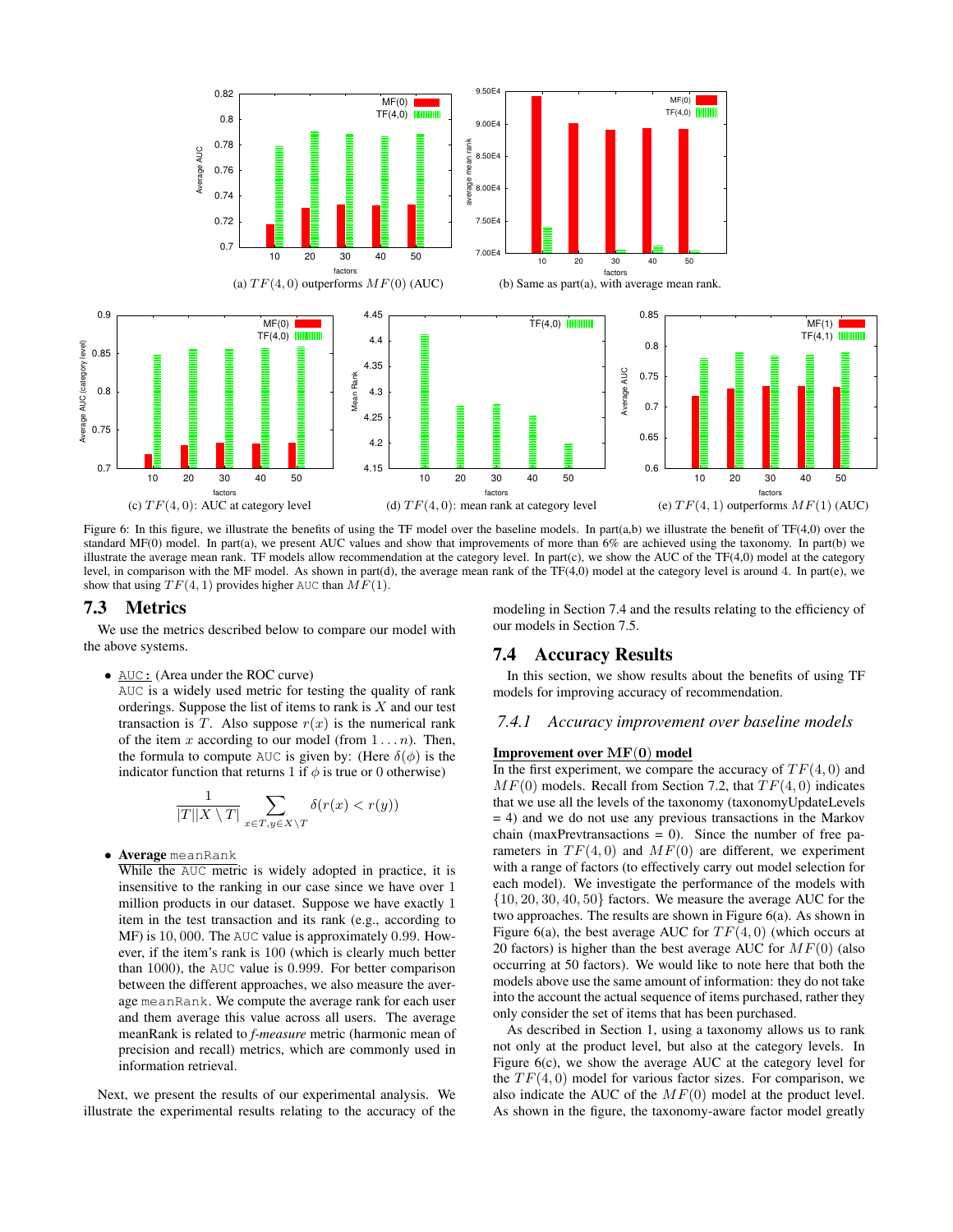(a) $TF(4,0)$ outperforms $MF(0)$ (AUC)

(b) Same as part(a), with average mean rank.

(c) $TF(4,0)$: AUC at category level

(d) $TF(4,0)$: mean rank at category level

(e) $TF(4,1)$ outperforms $MF(1)$ (AUC)

Figure 6: In this figure, we illustrate the benefits of using the TF model over the baseline models. In part(a,b) we illustrate the benefit of TF(4,0) over the standard MF(0) model. In part(a), we present AUC values and show that improvements of more than 6% are achieved using the taxonomy. In part(b) we illustrate the average mean rank. TF models allow recommendation at the category level. In part(c), we show the AUC of the TF(4,0) model at the category level, in comparison with the MF model. As shown in part(d), the average mean rank of the TF(4,0) model at the category level is around 4. In part(e), we show that using $TF(4,1)$ provides higher AUC than $MF(1)$.

## 7.3 Metrics

We use the metrics described below to compare our model with the above systems.

- AUC: (Area under the ROC curve)
  AUC is a widely used metric for testing the quality of rank orderings. Suppose the list of items to rank is $X$ and our test transaction is $T$. Also suppose $r(x)$ is the numerical rank of the item $x$ according to our model (from $1 \dots n$). Then, the formula to compute AUC is given by: (Here $\delta(\phi)$ is the indicator function that returns 1 if $\phi$ is true or 0 otherwise)

$$\frac{1}{|T||X \setminus T|} \sum_{x \in T, y \in X \setminus T} \delta(r(x) < r(y))$$

- **Average** meanRank
  While the AUC metric is widely adopted in practice, it is insensitive to the ranking in our case since we have over 1 million products in our dataset. Suppose we have exactly 1 item in the test transaction and its rank (e.g., according to MF) is 10,000. The AUC value is approximately 0.99. However, if the item's rank is 100 (which is clearly much better than 1000), the AUC value is 0.999. For better comparison between the different approaches, we also measure the average meanRank. We compute the average rank for each user and them average this value across all users. The average meanRank is related to *f-measure* metric (harmonic mean of precision and recall) metrics, which are commonly used in information retrieval.

Next, we present the results of our experimental analysis. We illustrate the experimental results relating to the accuracy of the modeling in Section 7.4 and the results relating to the efficiency of our models in Section 7.5.

## 7.4 Accuracy Results

In this section, we show results about the benefits of using TF models for improving accuracy of recommendation.

### 7.4.1 Accuracy improvement over baseline models

**Improvement over $\mathbf{MF(0)}$ model**

In the first experiment, we compare the accuracy of $TF(4,0)$ and $MF(0)$ models. Recall from Section 7.2, that $TF(4,0)$ indicates that we use all the levels of the taxonomy (taxonomyUpdateLevels = 4) and we do not use any previous transactions in the Markov chain (maxPrevtransactions = 0). Since the number of free parameters in $TF(4,0)$ and $MF(0)$ are different, we experiment with a range of factors (to effectively carry out model selection for each model). We investigate the performance of the models with $\{10, 20, 30, 40, 50\}$ factors. We measure the average AUC for the two approaches. The results are shown in Figure 6(a). As shown in Figure 6(a), the best average AUC for $TF(4,0)$ (which occurs at 20 factors) is higher than the best average AUC for $MF(0)$ (also occurring at 50 factors). We would like to note here that both the models above use the same amount of information: they do not take into the account the actual sequence of items purchased, rather they only consider the set of items that has been purchased.

As described in Section 1, using a taxonomy allows us to rank not only at the product level, but also at the category levels. In Figure 6(c), we show the average AUC at the category level for the $TF(4,0)$ model for various factor sizes. For comparison, we also indicate the AUC of the $MF(0)$ model at the product level. As shown in the figure, the taxonomy-aware factor model greatly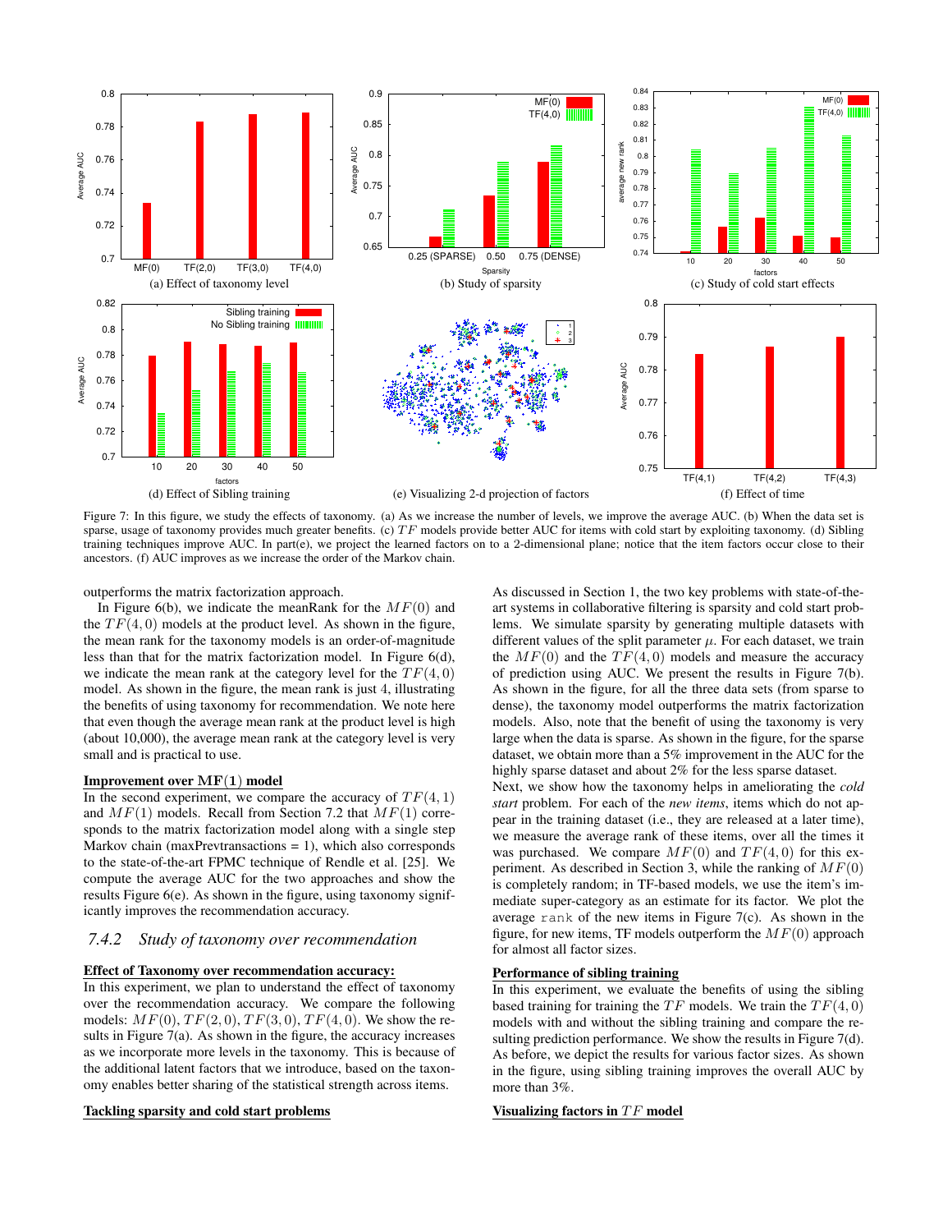Figure 7: In this figure, we study the effects of taxonomy. (a) As we increase the number of levels, we improve the average AUC. (b) When the data set is sparse, usage of taxonomy provides much greater benefits. (c) $TF$ models provide better AUC for items with cold start by exploiting taxonomy. (d) Sibling training techniques improve AUC. In part(e), we project the learned factors on to a 2-dimensional plane; notice that the item factors occur close to their ancestors. (f) AUC improves as we increase the order of the Markov chain.

outperforms the matrix factorization approach.

In Figure 6(b), we indicate the meanRank for the $MF(0)$ and the $TF(4,0)$ models at the product level. As shown in the figure, the mean rank for the taxonomy models is an order-of-magnitude less than that for the matrix factorization model. In Figure 6(d), we indicate the mean rank at the category level for the $TF(4,0)$ model. As shown in the figure, the mean rank is just 4, illustrating the benefits of using taxonomy for recommendation. We note here that even though the average mean rank at the product level is high (about 10,000), the average mean rank at the category level is very small and is practical to use.

**Improvement over $MF(1)$ model**

In the second experiment, we compare the accuracy of $TF(4,1)$ and $MF(1)$ models. Recall from Section 7.2 that $MF(1)$ corresponds to the matrix factorization model along with a single step Markov chain (maxPrevtransactions = 1), which also corresponds to the state-of-the-art FPMC technique of Rendle et al. [25]. We compute the average AUC for the two approaches and show the results Figure 6(e). As shown in the figure, using taxonomy significantly improves the recommendation accuracy.

### 7.4.2 *Study of taxonomy over recommendation*

**Effect of Taxonomy over recommendation accuracy:**

In this experiment, we plan to understand the effect of taxonomy over the recommendation accuracy. We compare the following models: $MF(0)$, $TF(2,0)$, $TF(3,0)$, $TF(4,0)$. We show the results in Figure 7(a). As shown in the figure, the accuracy increases as we incorporate more levels in the taxonomy. This is because of the additional latent factors that we introduce, based on the taxonomy enables better sharing of the statistical strength across items.

**Tackling sparsity and cold start problems**

As discussed in Section 1, the two key problems with state-of-the-art systems in collaborative filtering is sparsity and cold start problems. We simulate sparsity by generating multiple datasets with different values of the split parameter $\mu$. For each dataset, we train the $MF(0)$ and the $TF(4,0)$ models and measure the accuracy of prediction using AUC. We present the results in Figure 7(b). As shown in the figure, for all the three data sets (from sparse to dense), the taxonomy model outperforms the matrix factorization models. Also, note that the benefit of using the taxonomy is very large when the data is sparse. As shown in the figure, for the sparse dataset, we obtain more than a 5% improvement in the AUC for the highly sparse dataset and about 2% for the less sparse dataset.

Next, we show how the taxonomy helps in ameliorating the *cold start* problem. For each of the *new items*, items which do not appear in the training dataset (i.e., they are released at a later time), we measure the average rank of these items, over all the times it was purchased. We compare $MF(0)$ and $TF(4,0)$ for this experiment. As described in Section 3, while the ranking of $MF(0)$ is completely random; in TF-based models, we use the item's immediate super-category as an estimate for its factor. We plot the average `rank` of the new items in Figure 7(c). As shown in the figure, for new items, TF models outperform the $MF(0)$ approach for almost all factor sizes.

**Performance of sibling training**

In this experiment, we evaluate the benefits of using the sibling based training for training the $TF$ models. We train the $TF(4,0)$ models with and without the sibling training and compare the resulting prediction performance. We show the results in Figure 7(d). As before, we depict the results for various factor sizes. As shown in the figure, using sibling training improves the overall AUC by more than 3%.

**Visualizing factors in $TF$ model**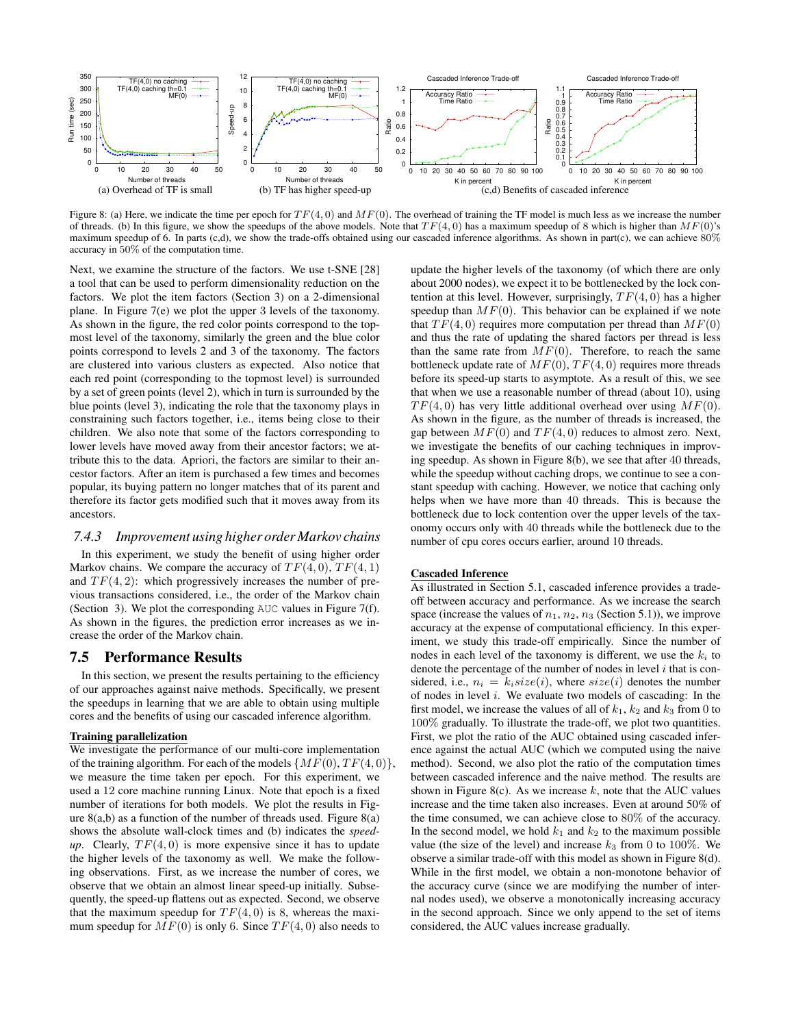Figure 8: (a) Here, we indicate the time per epoch for $TF(4,0)$ and $MF(0)$. The overhead of training the TF model is much less as we increase the number of threads. (b) In this figure, we show the speedups of the above models. Note that $TF(4,0)$ has a maximum speedup of 8 which is higher than $MF(0)$'s maximum speedup of 6. In parts (c,d), we show the trade-offs obtained using our cascaded inference algorithms. As shown in part(c), we can achieve 80% accuracy in 50% of the computation time.

Next, we examine the structure of the factors. We use t-SNE [28] a tool that can be used to perform dimensionality reduction on the factors. We plot the item factors (Section 3) on a 2-dimensional plane. In Figure 7(e) we plot the upper 3 levels of the taxonomy. As shown in the figure, the red color points correspond to the topmost level of the taxonomy, similarly the green and the blue color points correspond to levels 2 and 3 of the taxonomy. The factors are clustered into various clusters as expected. Also notice that each red point (corresponding to the topmost level) is surrounded by a set of green points (level 2), which in turn is surrounded by the blue points (level 3), indicating the role that the taxonomy plays in constraining such factors together, i.e., items being close to their children. We also note that some of the factors corresponding to lower levels have moved away from their ancestor factors; we attribute this to the data. Apriori, the factors are similar to their ancestor factors. After an item is purchased a few times and becomes popular, its buying pattern no longer matches that of its parent and therefore its factor gets modified such that it moves away from its ancestors.

### 7.4.3 *Improvement using higher order Markov chains*

In this experiment, we study the benefit of using higher order Markov chains. We compare the accuracy of $TF(4,0)$, $TF(4,1)$ and $TF(4,2)$: which progressively increases the number of previous transactions considered, i.e., the order of the Markov chain (Section 3). We plot the corresponding AUC values in Figure 7(f). As shown in the figures, the prediction error increases as we increase the order of the Markov chain.

## 7.5 Performance Results

In this section, we present the results pertaining to the efficiency of our approaches against naive methods. Specifically, we present the speedups in learning that we are able to obtain using multiple cores and the benefits of using our cascaded inference algorithm.

**Training parallelization**

We investigate the performance of our multi-core implementation of the training algorithm. For each of the models $\{MF(0), TF(4,0)\}$, we measure the time taken per epoch. For this experiment, we used a 12 core machine running Linux. Note that epoch is a fixed number of iterations for both models. We plot the results in Figure 8(a,b) as a function of the number of threads used. Figure 8(a) shows the absolute wall-clock times and (b) indicates the *speedup*. Clearly, $TF(4,0)$ is more expensive since it has to update the higher levels of the taxonomy as well. We make the following observations. First, as we increase the number of cores, we observe that we obtain an almost linear speed-up initially. Subsequently, the speed-up flattens out as expected. Second, we observe that the maximum speedup for $TF(4,0)$ is 8, whereas the maximum speedup for $MF(0)$ is only 6. Since $TF(4,0)$ also needs to update the higher levels of the taxonomy (of which there are only about 2000 nodes), we expect it to be bottlenecked by the lock contention at this level. However, surprisingly, $TF(4,0)$ has a higher speedup than $MF(0)$. This behavior can be explained if we note that $TF(4,0)$ requires more computation per thread than $MF(0)$ and thus the rate of updating the shared factors per thread is less than the same rate from $MF(0)$. Therefore, to reach the same bottleneck update rate of $MF(0)$, $TF(4,0)$ requires more threads before its speed-up starts to asymptote. As a result of this, we see that when we use a reasonable number of thread (about 10), using $TF(4,0)$ has very little additional overhead over using $MF(0)$. As shown in the figure, as the number of threads is increased, the gap between $MF(0)$ and $TF(4,0)$ reduces to almost zero. Next, we investigate the benefits of our caching techniques in improving speedup. As shown in Figure 8(b), we see that after 40 threads, while the speedup without caching drops, we continue to see a constant speedup with caching. However, we notice that caching only helps when we have more than 40 threads. This is because the bottleneck due to lock contention over the upper levels of the taxonomy occurs only with 40 threads while the bottleneck due to the number of cpu cores occurs earlier, around 10 threads.

**Cascaded Inference**

As illustrated in Section 5.1, cascaded inference provides a tradeoff between accuracy and performance. As we increase the search space (increase the values of $n_1$, $n_2$, $n_3$ (Section 5.1)), we improve accuracy at the expense of computational efficiency. In this experiment, we study this trade-off empirically. Since the number of nodes in each level of the taxonomy is different, we use the $k_i$ to denote the percentage of the number of nodes in level $i$ that is considered, i.e., $n_i = k_i size(i)$, where $size(i)$ denotes the number of nodes in level $i$. We evaluate two models of cascading: In the first model, we increase the values of all of $k_1$, $k_2$ and $k_3$ from 0 to 100% gradually. To illustrate the trade-off, we plot two quantities. First, we plot the ratio of the AUC obtained using cascaded inference against the actual AUC (which we computed using the naive method). Second, we also plot the ratio of the computation times between cascaded inference and the naive method. The results are shown in Figure 8(c). As we increase $k$, note that the AUC values increase and the time taken also increases. Even at around 50% of the time consumed, we can achieve close to 80% of the accuracy. In the second model, we hold $k_1$ and $k_2$ to the maximum possible value (the size of the level) and increase $k_3$ from 0 to 100%. We observe a similar trade-off with this model as shown in Figure 8(d). While in the first model, we obtain a non-monotone behavior of the accuracy curve (since we are modifying the number of internal nodes used), we observe a monotonically increasing accuracy in the second approach. Since we only append to the set of items considered, the AUC values increase gradually.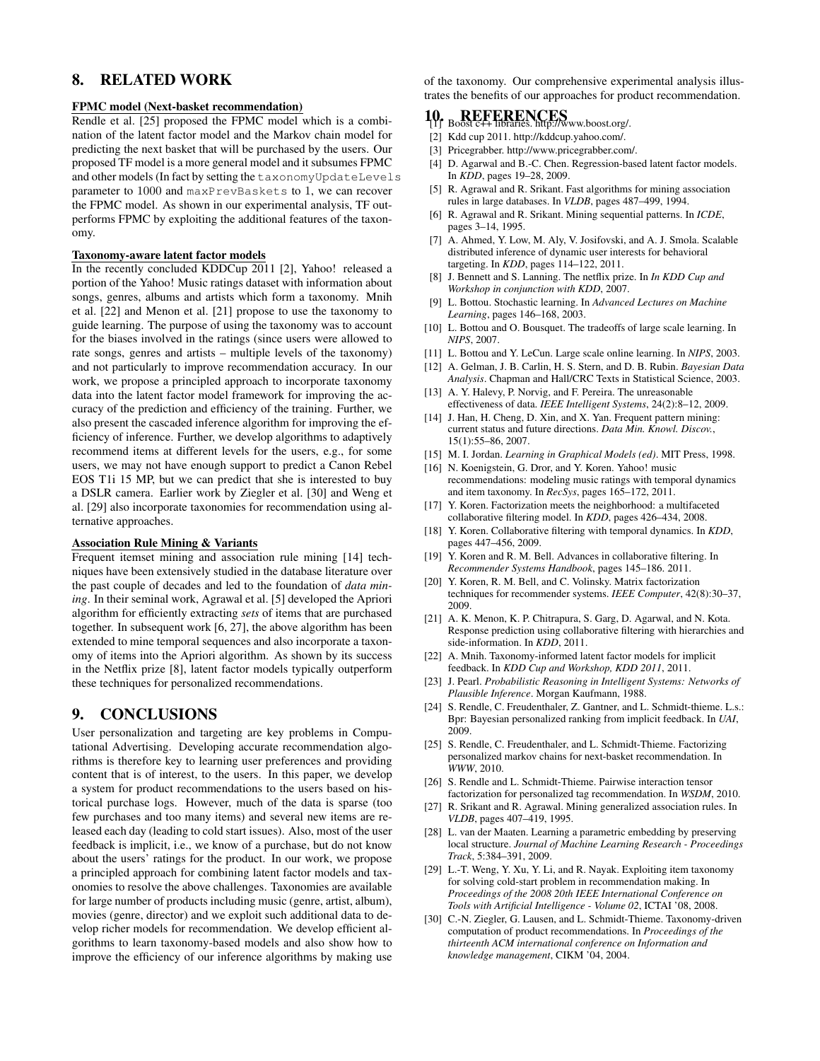## 8. RELATED WORK

**FPMC model (Next-basket recommendation)**

Rendle et al. [25] proposed the FPMC model which is a combination of the latent factor model and the Markov chain model for predicting the next basket that will be purchased by the users. Our proposed TF model is a more general model and it subsumes FPMC and other models (In fact by setting the `taxonomyUpdateLevels` parameter to 1000 and `maxPrevBaskets` to 1, we can recover the FPMC model. As shown in our experimental analysis, TF outperforms FPMC by exploiting the additional features of the taxonomy.

**Taxonomy-aware latent factor models**

In the recently concluded KDDCup 2011 [2], Yahoo! released a portion of the Yahoo! Music ratings dataset with information about songs, genres, albums and artists which form a taxonomy. Mnih et al. [22] and Menon et al. [21] propose to use the taxonomy to guide learning. The purpose of using the taxonomy was to account for the biases involved in the ratings (since users were allowed to rate songs, genres and artists – multiple levels of the taxonomy) and not particularly to improve recommendation accuracy. In our work, we propose a principled approach to incorporate taxonomy data into the latent factor model framework for improving the accuracy of the prediction and efficiency of the training. Further, we also present the cascaded inference algorithm for improving the efficiency of inference. Further, we develop algorithms to adaptively recommend items at different levels for the users, e.g., for some users, we may not have enough support to predict a Canon Rebel EOS T1i 15 MP, but we can predict that she is interested to buy a DSLR camera. Earlier work by Ziegler et al. [30] and Weng et al. [29] also incorporate taxonomies for recommendation using alternative approaches.

**Association Rule Mining & Variants**

Frequent itemset mining and association rule mining [14] techniques have been extensively studied in the database literature over the past couple of decades and led to the foundation of *data mining*. In their seminal work, Agrawal et al. [5] developed the Apriori algorithm for efficiently extracting *sets* of items that are purchased together. In subsequent work [6, 27], the above algorithm has been extended to mine temporal sequences and also incorporate a taxonomy of items into the Apriori algorithm. As shown by its success in the Netflix prize [8], latent factor models typically outperform these techniques for personalized recommendations.

## 9. CONCLUSIONS

User personalization and targeting are key problems in Computational Advertising. Developing accurate recommendation algorithms is therefore key to learning user preferences and providing content that is of interest, to the users. In this paper, we develop a system for product recommendations to the users based on historical purchase logs. However, much of the data is sparse (too few purchases and too many items) and several new items are released each day (leading to cold start issues). Also, most of the user feedback is implicit, i.e., we know of a purchase, but do not know about the users' ratings for the product. In our work, we propose a principled approach for combining latent factor models and taxonomies to resolve the above challenges. Taxonomies are available for large number of products including music (genre, artist, album), movies (genre, director) and we exploit such additional data to develop richer models for recommendation. We develop efficient algorithms to learn taxonomy-based models and also show how to improve the efficiency of our inference algorithms by making use of the taxonomy. Our comprehensive experimental analysis illustrates the benefits of our approaches for product recommendation.

## 10. REFERENCES

[1] Boost c++ libraries. http://www.boost.org/.

[2] Kdd cup 2011. http://kddcup.yahoo.com/.

[3] Pricegrabber. http://www.pricegrabber.com/.

[4] D. Agarwal and B.-C. Chen. Regression-based latent factor models. In *KDD*, pages 19–28, 2009.

[5] R. Agrawal and R. Srikant. Fast algorithms for mining association rules in large databases. In *VLDB*, pages 487–499, 1994.

[6] R. Agrawal and R. Srikant. Mining sequential patterns. In *ICDE*, pages 3–14, 1995.

[7] A. Ahmed, Y. Low, M. Aly, V. Josifovski, and A. J. Smola. Scalable distributed inference of dynamic user interests for behavioral targeting. In *KDD*, pages 114–122, 2011.

[8] J. Bennett and S. Lanning. The netflix prize. In *In KDD Cup and Workshop in conjunction with KDD*, 2007.

[9] L. Bottou. Stochastic learning. In *Advanced Lectures on Machine Learning*, pages 146–168, 2003.

[10] L. Bottou and O. Bousquet. The tradeoffs of large scale learning. In *NIPS*, 2007.

[11] L. Bottou and Y. LeCun. Large scale online learning. In *NIPS*, 2003.

[12] A. Gelman, J. B. Carlin, H. S. Stern, and D. B. Rubin. *Bayesian Data Analysis*. Chapman and Hall/CRC Texts in Statistical Science, 2003.

[13] A. Y. Halevy, P. Norvig, and F. Pereira. The unreasonable effectiveness of data. *IEEE Intelligent Systems*, 24(2):8–12, 2009.

[14] J. Han, H. Cheng, D. Xin, and X. Yan. Frequent pattern mining: current status and future directions. *Data Min. Knowl. Discov.*, 15(1):55–86, 2007.

[15] M. I. Jordan. *Learning in Graphical Models (ed)*. MIT Press, 1998.

[16] N. Koenigstein, G. Dror, and Y. Koren. Yahoo! music recommendations: modeling music ratings with temporal dynamics and item taxonomy. In *RecSys*, pages 165–172, 2011.

[17] Y. Koren. Factorization meets the neighborhood: a multifaceted collaborative filtering model. In *KDD*, pages 426–434, 2008.

[18] Y. Koren. Collaborative filtering with temporal dynamics. In *KDD*, pages 447–456, 2009.

[19] Y. Koren and R. M. Bell. Advances in collaborative filtering. In *Recommender Systems Handbook*, pages 145–186. 2011.

[20] Y. Koren, R. M. Bell, and C. Volinsky. Matrix factorization techniques for recommender systems. *IEEE Computer*, 42(8):30–37, 2009.

[21] A. K. Menon, K. P. Chitrapura, S. Garg, D. Agarwal, and N. Kota. Response prediction using collaborative filtering with hierarchies and side-information. In *KDD*, 2011.

[22] A. Mnih. Taxonomy-informed latent factor models for implicit feedback. In *KDD Cup and Workshop, KDD 2011*, 2011.

[23] J. Pearl. *Probabilistic Reasoning in Intelligent Systems: Networks of Plausible Inference*. Morgan Kaufmann, 1988.

[24] S. Rendle, C. Freudenthaler, Z. Gantner, and L. Schmidt-thieme. L.s.: Bpr: Bayesian personalized ranking from implicit feedback. In *UAI*, 2009.

[25] S. Rendle, C. Freudenthaler, and L. Schmidt-Thieme. Factorizing personalized markov chains for next-basket recommendation. In *WWW*, 2010.

[26] S. Rendle and L. Schmidt-Thieme. Pairwise interaction tensor factorization for personalized tag recommendation. In *WSDM*, 2010.

[27] R. Srikant and R. Agrawal. Mining generalized association rules. In *VLDB*, pages 407–419, 1995.

[28] L. van der Maaten. Learning a parametric embedding by preserving local structure. *Journal of Machine Learning Research - Proceedings Track*, 5:384–391, 2009.

[29] L.-T. Weng, Y. Xu, Y. Li, and R. Nayak. Exploiting item taxonomy for solving cold-start problem in recommendation making. In *Proceedings of the 2008 20th IEEE International Conference on Tools with Artificial Intelligence - Volume 02*, ICTAI '08, 2008.

[30] C.-N. Ziegler, G. Lausen, and L. Schmidt-Thieme. Taxonomy-driven computation of product recommendations. In *Proceedings of the thirteenth ACM international conference on Information and knowledge management*, CIKM '04, 2004.